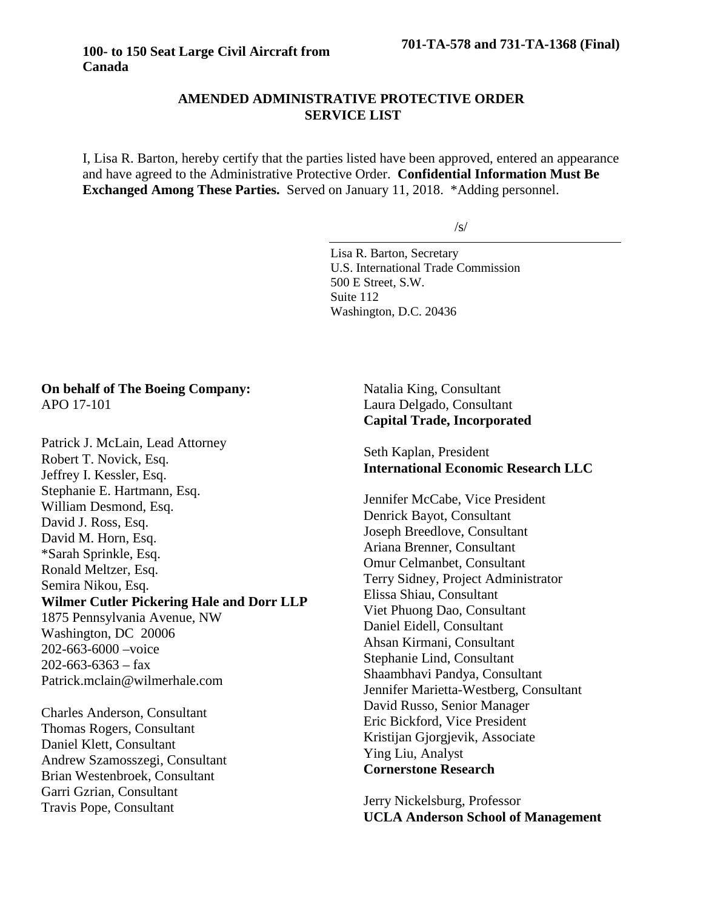**100- to 150 Seat Large Civil Aircraft from Canada**

**701-TA-578 and 731-TA-1368 (Final)**

## AMENDED ADMINISTRATIVE PROTECTIVE ORDER SERVICE LIST

I, Lisa R. Barton, hereby certify that the parties listed have been approved, entered an appearance and have agreed to the Administrative Protective Order. **Confidential Information Must Be Exchanged Among These Parties.** Served on January 11, 2018. *Adding personnel.

/s/

Lisa R. Barton, Secretary
U.S. International Trade Commission
500 E Street, S.W.
Suite 112
Washington, D.C. 20436

**On behalf of The Boeing Company:**
APO 17-101

Patrick J. McLain, Lead Attorney
Robert T. Novick, Esq.
Jeffrey I. Kessler, Esq.
Stephanie E. Hartmann, Esq.
William Desmond, Esq.
David J. Ross, Esq.
David M. Horn, Esq.
*Sarah Sprinkle, Esq.
Ronald Meltzer, Esq.
Semira Nikou, Esq.
**Wilmer Cutler Pickering Hale and Dorr LLP**
1875 Pennsylvania Avenue, NW
Washington, DC 20006
202-663-6000 –voice
202-663-6363 – fax
Patrick.mclain@wilmerhale.com

Charles Anderson, Consultant
Thomas Rogers, Consultant
Daniel Klett, Consultant
Andrew Szamosszegi, Consultant
Brian Westenbroek, Consultant
Garri Gzrian, Consultant
Travis Pope, Consultant
Natalia King, Consultant
Laura Delgado, Consultant
**Capital Trade, Incorporated**

Seth Kaplan, President
**International Economic Research LLC**

Jennifer McCabe, Vice President
Denrick Bayot, Consultant
Joseph Breedlove, Consultant
Ariana Brenner, Consultant
Omur Celmanbet, Consultant
Terry Sidney, Project Administrator
Elissa Shiau, Consultant
Viet Phuong Dao, Consultant
Daniel Eidell, Consultant
Ahsan Kirmani, Consultant
Stephanie Lind, Consultant
Shaambhavi Pandya, Consultant
Jennifer Marietta-Westberg, Consultant
David Russo, Senior Manager
Eric Bickford, Vice President
Kristijan Gjorgjevik, Associate
Ying Liu, Analyst
**Cornerstone Research**

Jerry Nickelsburg, Professor
**UCLA Anderson School of Management**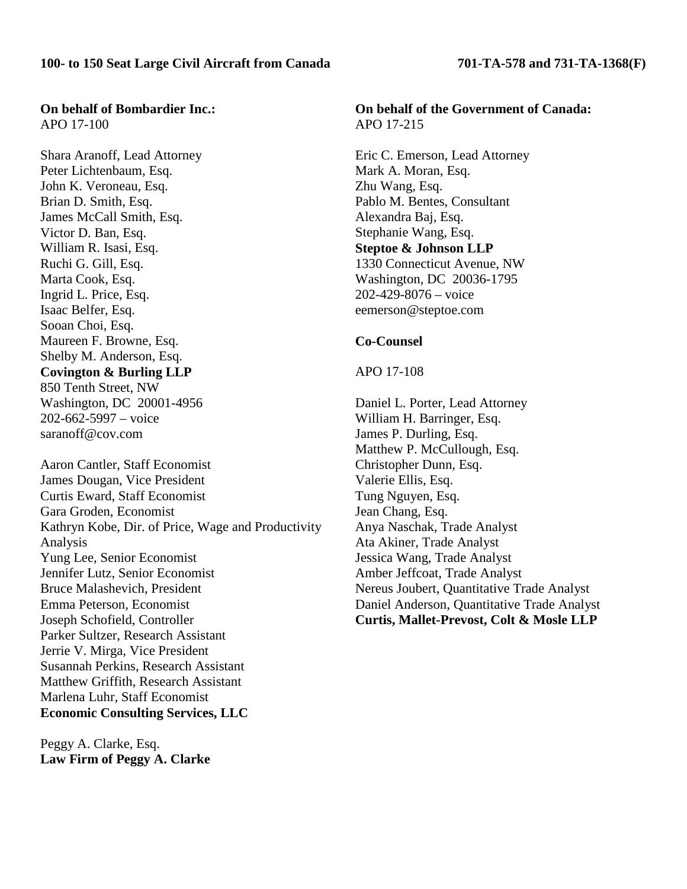**On behalf of Bombardier Inc.:**
APO 17-100

Shara Aranoff, Lead Attorney
Peter Lichtenbaum, Esq.
John K. Veroneau, Esq.
Brian D. Smith, Esq.
James McCall Smith, Esq.
Victor D. Ban, Esq.
William R. Isasi, Esq.
Ruchi G. Gill, Esq.
Marta Cook, Esq.
Ingrid L. Price, Esq.
Isaac Belfer, Esq.
Sooan Choi, Esq.
Maureen F. Browne, Esq.
Shelby M. Anderson, Esq.
**Covington & Burling LLP**
850 Tenth Street, NW
Washington, DC 20001-4956
202-662-5997 – voice
saranoff@cov.com

Aaron Cantler, Staff Economist
James Dougan, Vice President
Curtis Eward, Staff Economist
Gara Groden, Economist
Kathryn Kobe, Dir. of Price, Wage and Productivity Analysis
Yung Lee, Senior Economist
Jennifer Lutz, Senior Economist
Bruce Malashevich, President
Emma Peterson, Economist
Joseph Schofield, Controller
Parker Sultzer, Research Assistant
Jerrie V. Mirga, Vice President
Susannah Perkins, Research Assistant
Matthew Griffith, Research Assistant
Marlena Luhr, Staff Economist
**Economic Consulting Services, LLC**

Peggy A. Clarke, Esq.
**Law Firm of Peggy A. Clarke**

**On behalf of the Government of Canada:**
APO 17-215

Eric C. Emerson, Lead Attorney
Mark A. Moran, Esq.
Zhu Wang, Esq.
Pablo M. Bentes, Consultant
Alexandra Baj, Esq.
Stephanie Wang, Esq.
**Steptoe & Johnson LLP**
1330 Connecticut Avenue, NW
Washington, DC 20036-1795
202-429-8076 – voice
eemerson@steptoe.com

**Co-Counsel**

APO 17-108

Daniel L. Porter, Lead Attorney
William H. Barringer, Esq.
James P. Durling, Esq.
Matthew P. McCullough, Esq.
Christopher Dunn, Esq.
Valerie Ellis, Esq.
Tung Nguyen, Esq.
Jean Chang, Esq.
Anya Naschak, Trade Analyst
Ata Akiner, Trade Analyst
Jessica Wang, Trade Analyst
Amber Jeffcoat, Trade Analyst
Nereus Joubert, Quantitative Trade Analyst
Daniel Anderson, Quantitative Trade Analyst
**Curtis, Mallet-Prevost, Colt & Mosle LLP**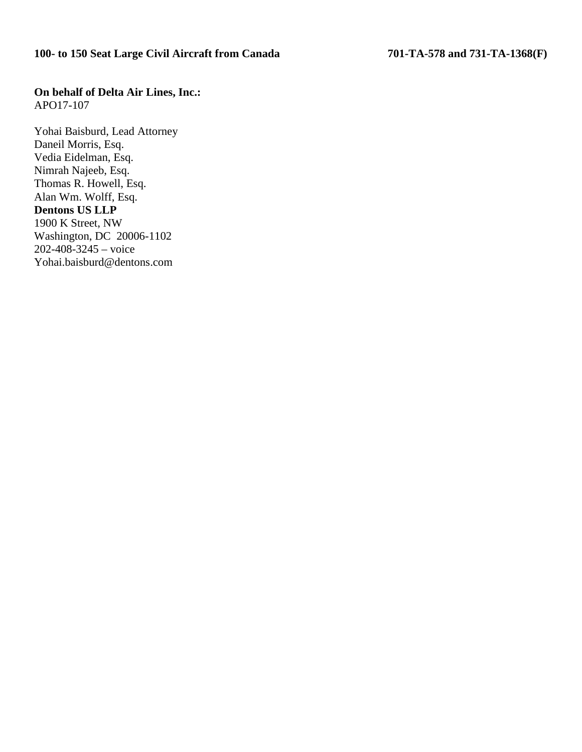**On behalf of Delta Air Lines, Inc.:**
APO17-107

Yohai Baisburd, Lead Attorney
Daneil Morris, Esq.
Vedia Eidelman, Esq.
Nimrah Najeeb, Esq.
Thomas R. Howell, Esq.
Alan Wm. Wolff, Esq.
**Dentons US LLP**
1900 K Street, NW
Washington, DC 20006-1102
202-408-3245 – voice
Yohai.baisburd@dentons.com